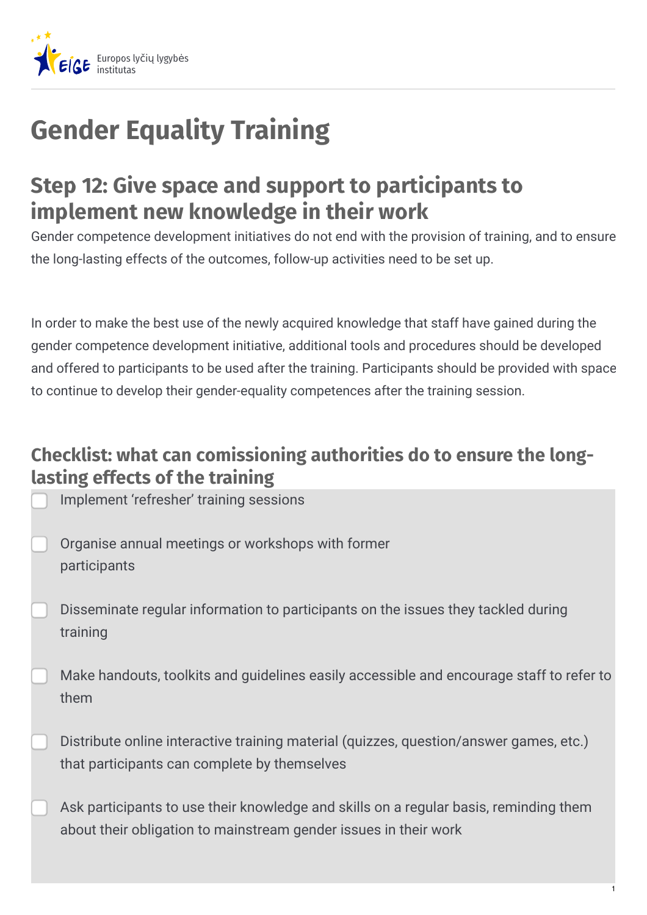Europos lyčių lygybės institutas

# Gender Equality Training

## Step 12: Give space and support to participants to implement new knowledge in their work

Gender competence development initiatives do not end with the provision of training, and to ensure the long-lasting effects of the outcomes, follow-up activities need to be set up.

In order to make the best use of the newly acquired knowledge that staff have gained during the gender competence development initiative, additional tools and procedures should be developed and offered to participants to be used after the training. Participants should be provided with space to continue to develop their gender-equality competences after the training session.

### Checklist: what can comissioning authorities do to ensure the long-lasting effects of the training

- [ ] Implement 'refresher' training sessions
- [ ] Organise annual meetings or workshops with former participants
- [ ] Disseminate regular information to participants on the issues they tackled during training
- [ ] Make handouts, toolkits and guidelines easily accessible and encourage staff to refer to them
- [ ] Distribute online interactive training material (quizzes, question/answer games, etc.) that participants can complete by themselves
- [ ] Ask participants to use their knowledge and skills on a regular basis, reminding them about their obligation to mainstream gender issues in their work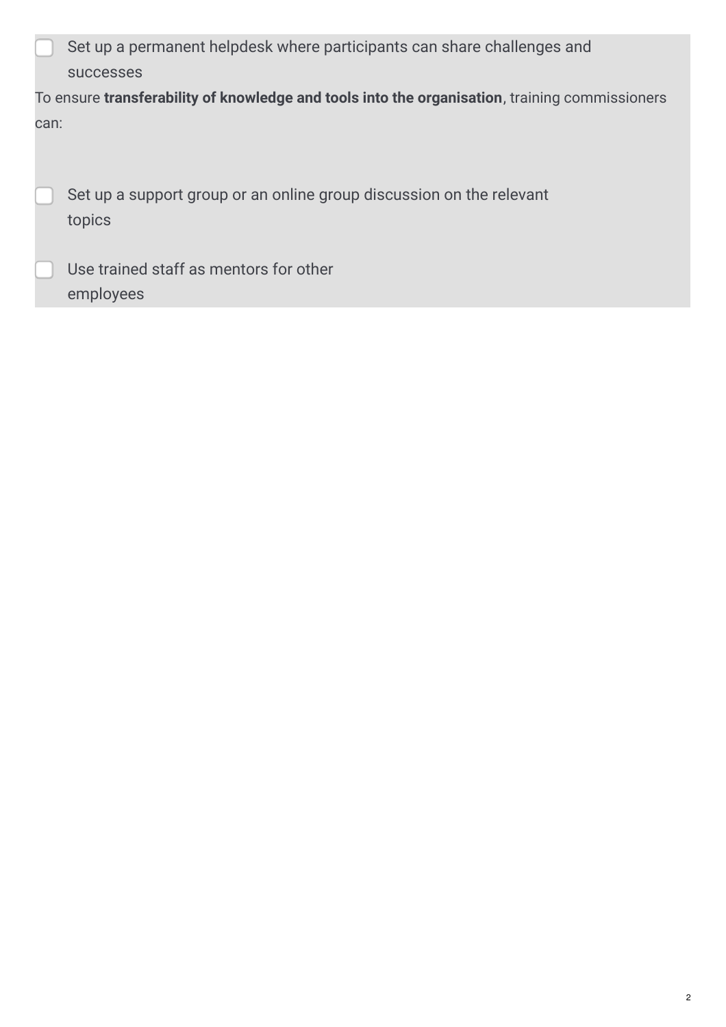- [ ] Set up a permanent helpdesk where participants can share challenges and successes

To ensure **transferability of knowledge and tools into the organisation**, training commissioners can:

- [ ] Set up a support group or an online group discussion on the relevant topics
- [ ] Use trained staff as mentors for other employees